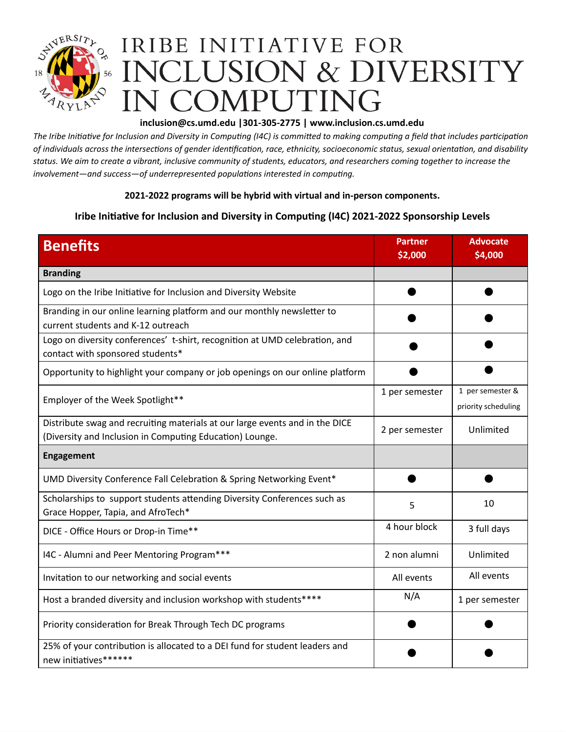# IRIBE INITIATIVE FOR INCLUSION & DIVERSITY IN COMPUTING

**inclusion@cs.umd.edu |301-305-2775 | www.inclusion.cs.umd.edu**

*The Iribe Initiative for Inclusion and Diversity in Computing (I4C) is committed to making computing a field that includes participation of individuals across the intersections of gender identification, race, ethnicity, socioeconomic status, sexual orientation, and disability status. We aim to create a vibrant, inclusive community of students, educators, and researchers coming together to increase the involvement—and success—of underrepresented populations interested in computing.*

**2021-2022 programs will be hybrid with virtual and in-person components.**

**Iribe Initiative for Inclusion and Diversity in Computing (I4C) 2021-2022 Sponsorship Levels**

| Benefits | Partner $2,000 | Advocate $4,000 |
|---|---|---|
| **Branding** | | |
| Logo on the Iribe Initiative for Inclusion and Diversity Website | ● | ● |
| Branding in our online learning platform and our monthly newsletter to current students and K-12 outreach | ● | ● |
| Logo on diversity conferences' t-shirt, recognition at UMD celebration, and contact with sponsored students* | ● | ● |
| Opportunity to highlight your company or job openings on our online platform | ● | ● |
| Employer of the Week Spotlight** | 1 per semester | 1 per semester & priority scheduling |
| Distribute swag and recruiting materials at our large events and in the DICE (Diversity and Inclusion in Computing Education) Lounge. | 2 per semester | Unlimited |
| **Engagement** | | |
| UMD Diversity Conference Fall Celebration & Spring Networking Event* | ● | ● |
| Scholarships to support students attending Diversity Conferences such as Grace Hopper, Tapia, and AfroTech* | 5 | 10 |
| DICE - Office Hours or Drop-in Time** | 4 hour block | 3 full days |
| I4C - Alumni and Peer Mentoring Program*** | 2 non alumni | Unlimited |
| Invitation to our networking and social events | All events | All events |
| Host a branded diversity and inclusion workshop with students**** | N/A | 1 per semester |
| Priority consideration for Break Through Tech DC programs | ● | ● |
| 25% of your contribution is allocated to a DEI fund for student leaders and new initiatives****** | ● | ● |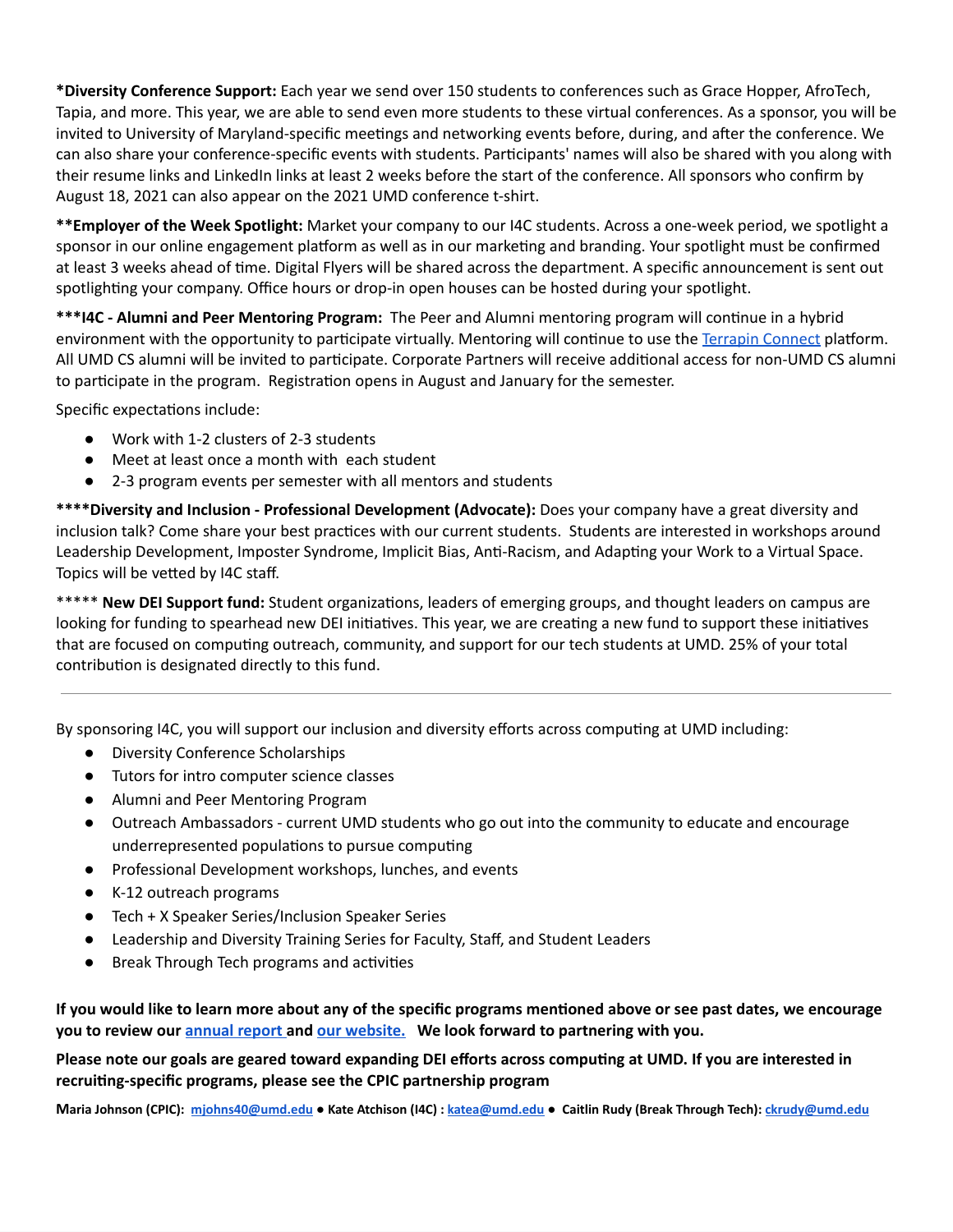***Diversity Conference Support:** Each year we send over 150 students to conferences such as Grace Hopper, AfroTech, Tapia, and more. This year, we are able to send even more students to these virtual conferences. As a sponsor, you will be invited to University of Maryland-specific meetings and networking events before, during, and after the conference. We can also share your conference-specific events with students. Participants' names will also be shared with you along with their resume links and LinkedIn links at least 2 weeks before the start of the conference. All sponsors who confirm by August 18, 2021 can also appear on the 2021 UMD conference t-shirt.

****Employer of the Week Spotlight:** Market your company to our I4C students. Across a one-week period, we spotlight a sponsor in our online engagement platform as well as in our marketing and branding. Your spotlight must be confirmed at least 3 weeks ahead of time. Digital Flyers will be shared across the department. A specific announcement is sent out spotlighting your company. Office hours or drop-in open houses can be hosted during your spotlight.

*****I4C - Alumni and Peer Mentoring Program:** The Peer and Alumni mentoring program will continue in a hybrid environment with the opportunity to participate virtually. Mentoring will continue to use the Terrapin Connect platform. All UMD CS alumni will be invited to participate. Corporate Partners will receive additional access for non-UMD CS alumni to participate in the program. Registration opens in August and January for the semester.

Specific expectations include:

- Work with 1-2 clusters of 2-3 students
- Meet at least once a month with each student
- 2-3 program events per semester with all mentors and students

******Diversity and Inclusion - Professional Development (Advocate):** Does your company have a great diversity and inclusion talk? Come share your best practices with our current students. Students are interested in workshops around Leadership Development, Imposter Syndrome, Implicit Bias, Anti-Racism, and Adapting your Work to a Virtual Space. Topics will be vetted by I4C staff.

***** **New DEI Support fund:** Student organizations, leaders of emerging groups, and thought leaders on campus are looking for funding to spearhead new DEI initiatives. This year, we are creating a new fund to support these initiatives that are focused on computing outreach, community, and support for our tech students at UMD. 25% of your total contribution is designated directly to this fund.

---

By sponsoring I4C, you will support our inclusion and diversity efforts across computing at UMD including:

- Diversity Conference Scholarships
- Tutors for intro computer science classes
- Alumni and Peer Mentoring Program
- Outreach Ambassadors - current UMD students who go out into the community to educate and encourage underrepresented populations to pursue computing
- Professional Development workshops, lunches, and events
- K-12 outreach programs
- Tech + X Speaker Series/Inclusion Speaker Series
- Leadership and Diversity Training Series for Faculty, Staff, and Student Leaders
- Break Through Tech programs and activities

**If you would like to learn more about any of the specific programs mentioned above or see past dates, we encourage you to review our annual report and our website. We look forward to partnering with you.**

**Please note our goals are geared toward expanding DEI efforts across computing at UMD. If you are interested in recruiting-specific programs, please see the CPIC partnership program**

**Maria Johnson (CPIC): mjohns40@umd.edu ● Kate Atchison (I4C) : katea@umd.edu ● Caitlin Rudy (Break Through Tech): ckrudy@umd.edu**